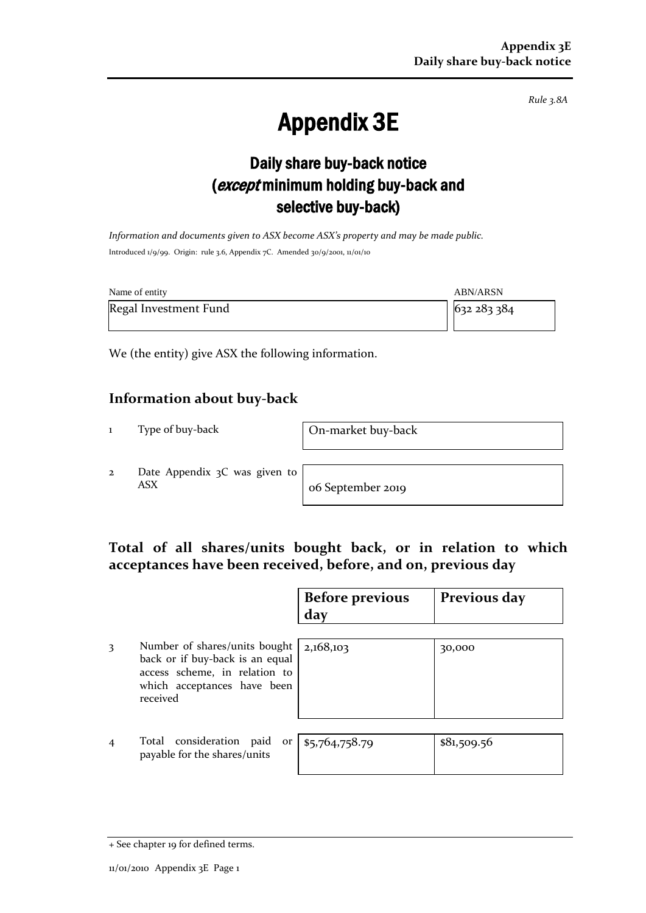Rule 3.8A

# Appendix 3E

## Daily share buy-back notice (*except* minimum holding buy-back and selective buy-back)

*Information and documents given to ASX become ASX's property and may be made public.*

Introduced 1/9/99. Origin: rule 3.6, Appendix 7C. Amended 30/9/2001, 11/01/10

| Name of entity | ABN/ARSN |
|---|---|
| Regal Investment Fund | 632 283 384 |

We (the entity) give ASX the following information.

### Information about buy-back

| | | |
|---|---|---|
| 1 | Type of buy-back | On-market buy-back |
| 2 | Date Appendix 3C was given to ASX | 06 September 2019 |

### Total of all shares/units bought back, or in relation to which acceptances have been received, before, and on, previous day

| | | Before previous day | Previous day |
|---|---|---|---|
| 3 | Number of shares/units bought back or if buy-back is an equal access scheme, in relation to which acceptances have been received | 2,168,103 | 30,000 |
| 4 | Total consideration paid or payable for the shares/units | $5,764,758.79 | $81,509.56 |

+ See chapter 19 for defined terms.

11/01/2010 Appendix 3E Page 1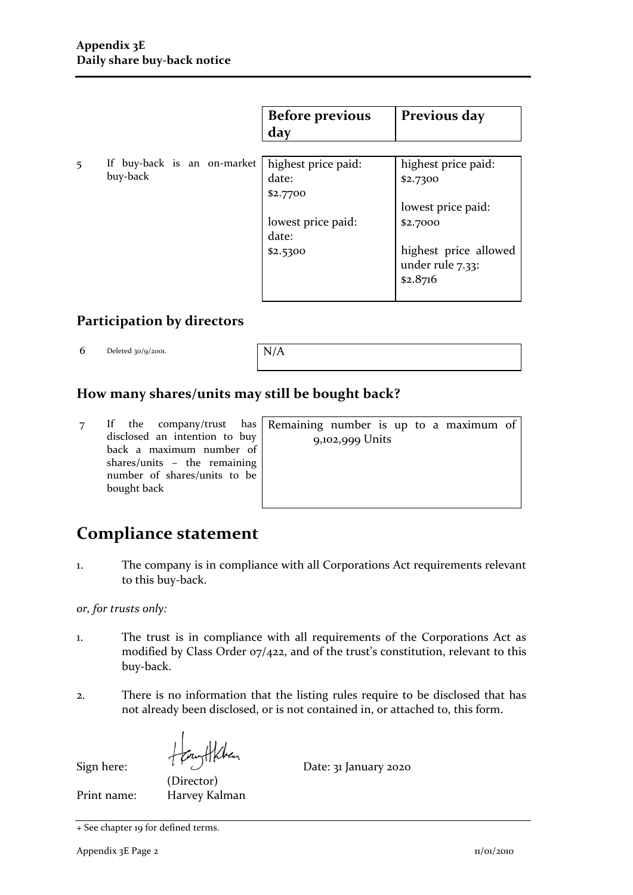**Appendix 3E**
**Daily share buy-back notice**

| | | Before previous day | Previous day |
|---|---|---|---|
| 5 | If buy-back is an on-market buy-back | highest price paid: date: $2.7700<br><br>lowest price paid: date: $2.5300 | highest price paid: $2.7300<br><br>lowest price paid: $2.7000<br><br>highest price allowed under rule 7.33: $2.8716 |

## Participation by directors

| | | |
|---|---|---|
| 6 | Deleted 30/9/2001. | N/A |

## How many shares/units may still be bought back?

| | | |
|---|---|---|
| 7 | If the company/trust has disclosed an intention to buy back a maximum number of shares/units – the remaining number of shares/units to be bought back | Remaining number is up to a maximum of 9,102,999 Units |

# Compliance statement

1. The company is in compliance with all Corporations Act requirements relevant to this buy-back.

*or, for trusts only:*

1. The trust is in compliance with all requirements of the Corporations Act as modified by Class Order 07/422, and of the trust's constitution, relevant to this buy-back.

2. There is no information that the listing rules require to be disclosed that has not already been disclosed, or is not contained in, or attached to, this form.

Sign here: (Director) Date: 31 January 2020

Print name: Harvey Kalman

+ See chapter 19 for defined terms.